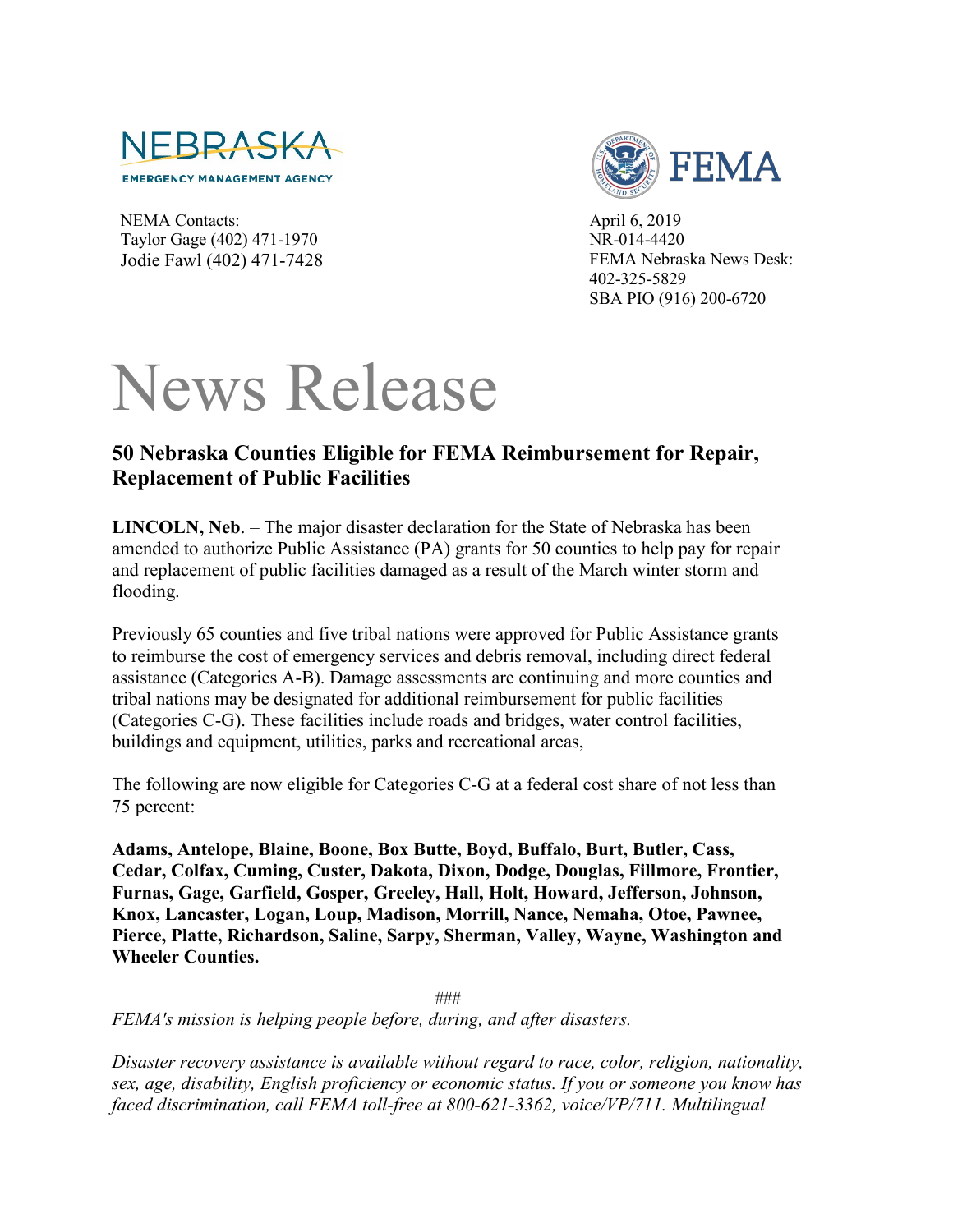NEBRASKA
EMERGENCY MANAGEMENT AGENCY

FEMA

NEMA Contacts:
Taylor Gage (402) 471-1970
Jodie Fawl (402) 471-7428

April 6, 2019
NR-014-4420
FEMA Nebraska News Desk:
402-325-5829
SBA PIO (916) 200-6720

# News Release

## 50 Nebraska Counties Eligible for FEMA Reimbursement for Repair, Replacement of Public Facilities

**LINCOLN, Neb**. – The major disaster declaration for the State of Nebraska has been amended to authorize Public Assistance (PA) grants for 50 counties to help pay for repair and replacement of public facilities damaged as a result of the March winter storm and flooding.

Previously 65 counties and five tribal nations were approved for Public Assistance grants to reimburse the cost of emergency services and debris removal, including direct federal assistance (Categories A-B). Damage assessments are continuing and more counties and tribal nations may be designated for additional reimbursement for public facilities (Categories C-G). These facilities include roads and bridges, water control facilities, buildings and equipment, utilities, parks and recreational areas,

The following are now eligible for Categories C-G at a federal cost share of not less than 75 percent:

**Adams, Antelope, Blaine, Boone, Box Butte, Boyd, Buffalo, Burt, Butler, Cass, Cedar, Colfax, Cuming, Custer, Dakota, Dixon, Dodge, Douglas, Fillmore, Frontier, Furnas, Gage, Garfield, Gosper, Greeley, Hall, Holt, Howard, Jefferson, Johnson, Knox, Lancaster, Logan, Loup, Madison, Morrill, Nance, Nemaha, Otoe, Pawnee, Pierce, Platte, Richardson, Saline, Sarpy, Sherman, Valley, Wayne, Washington and Wheeler Counties.**

###

*FEMA's mission is helping people before, during, and after disasters.*

*Disaster recovery assistance is available without regard to race, color, religion, nationality, sex, age, disability, English proficiency or economic status. If you or someone you know has faced discrimination, call FEMA toll-free at 800-621-3362, voice/VP/711. Multilingual*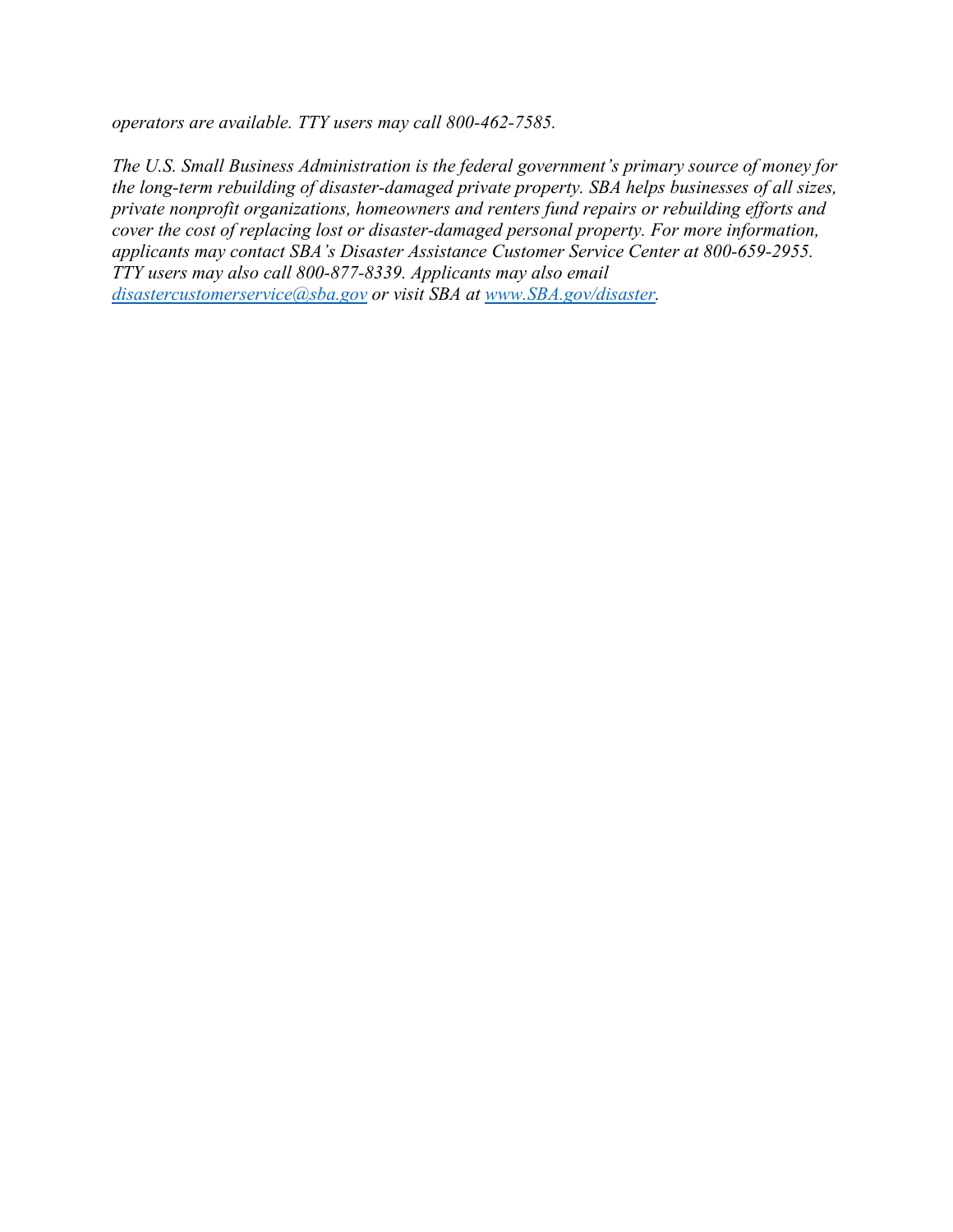*operators are available. TTY users may call 800-462-7585.*

*The U.S. Small Business Administration is the federal government's primary source of money for the long-term rebuilding of disaster-damaged private property. SBA helps businesses of all sizes, private nonprofit organizations, homeowners and renters fund repairs or rebuilding efforts and cover the cost of replacing lost or disaster-damaged personal property. For more information, applicants may contact SBA's Disaster Assistance Customer Service Center at 800-659-2955. TTY users may also call 800-877-8339. Applicants may also email [disastercustomerservice@sba.gov](mailto:disastercustomerservice@sba.gov) or visit SBA at [www.SBA.gov/disaster](http://www.SBA.gov/disaster).*